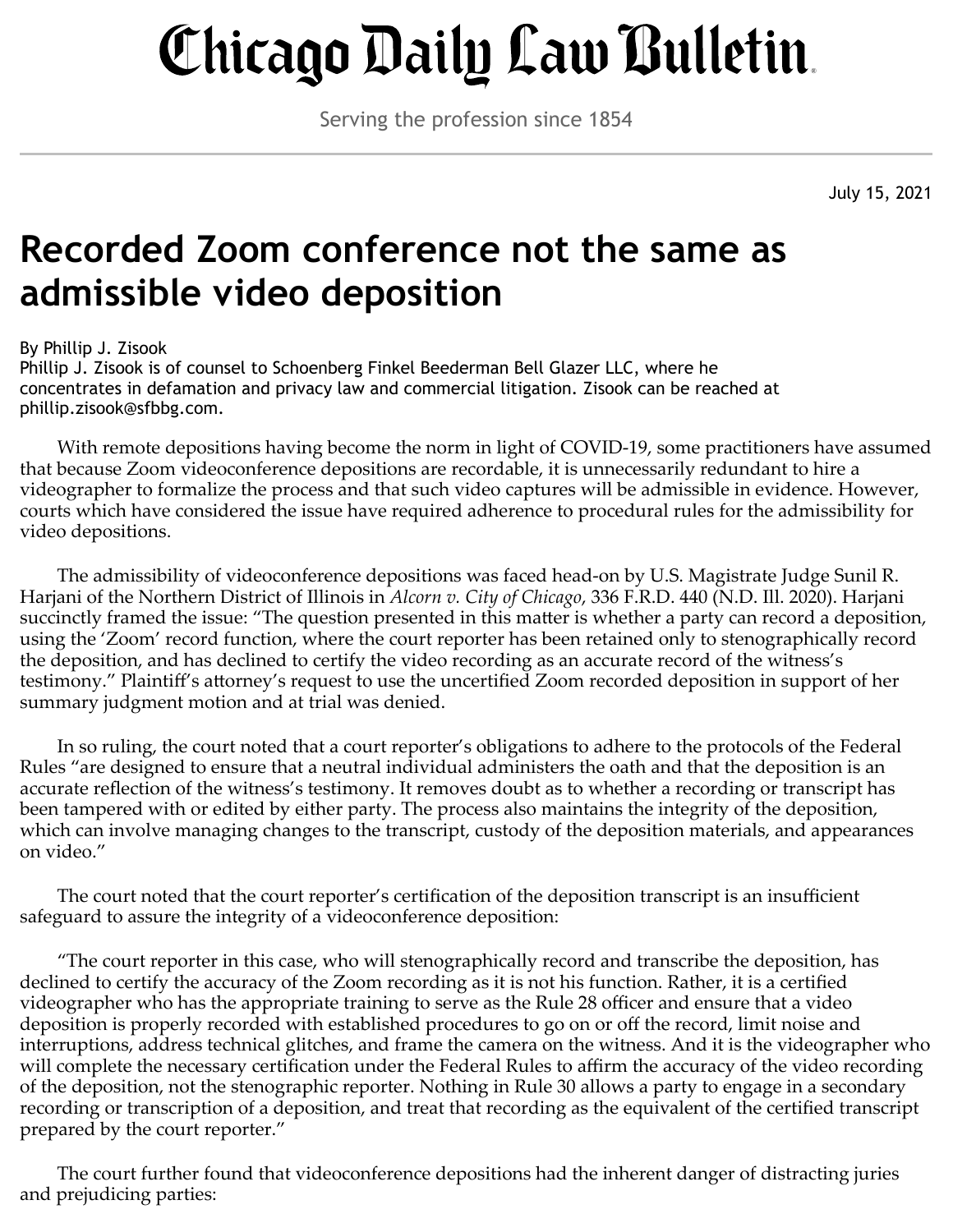# Chicago Daily Law Bulletin

Serving the profession since 1854

July 15, 2021

# Recorded Zoom conference not the same as admissible video deposition

By Phillip J. Zisook

Phillip J. Zisook is of counsel to Schoenberg Finkel Beederman Bell Glazer LLC, where he concentrates in defamation and privacy law and commercial litigation. Zisook can be reached at phillip.zisook@sfbbg.com.

With remote depositions having become the norm in light of COVID-19, some practitioners have assumed that because Zoom videoconference depositions are recordable, it is unnecessarily redundant to hire a videographer to formalize the process and that such video captures will be admissible in evidence. However, courts which have considered the issue have required adherence to procedural rules for the admissibility for video depositions.

The admissibility of videoconference depositions was faced head-on by U.S. Magistrate Judge Sunil R. Harjani of the Northern District of Illinois in *Alcorn v. City of Chicago*, 336 F.R.D. 440 (N.D. Ill. 2020). Harjani succinctly framed the issue: "The question presented in this matter is whether a party can record a deposition, using the 'Zoom' record function, where the court reporter has been retained only to stenographically record the deposition, and has declined to certify the video recording as an accurate record of the witness's testimony." Plaintiff's attorney's request to use the uncertified Zoom recorded deposition in support of her summary judgment motion and at trial was denied.

In so ruling, the court noted that a court reporter's obligations to adhere to the protocols of the Federal Rules "are designed to ensure that a neutral individual administers the oath and that the deposition is an accurate reflection of the witness's testimony. It removes doubt as to whether a recording or transcript has been tampered with or edited by either party. The process also maintains the integrity of the deposition, which can involve managing changes to the transcript, custody of the deposition materials, and appearances on video."

The court noted that the court reporter's certification of the deposition transcript is an insufficient safeguard to assure the integrity of a videoconference deposition:

"The court reporter in this case, who will stenographically record and transcribe the deposition, has declined to certify the accuracy of the Zoom recording as it is not his function. Rather, it is a certified videographer who has the appropriate training to serve as the Rule 28 officer and ensure that a video deposition is properly recorded with established procedures to go on or off the record, limit noise and interruptions, address technical glitches, and frame the camera on the witness. And it is the videographer who will complete the necessary certification under the Federal Rules to affirm the accuracy of the video recording of the deposition, not the stenographic reporter. Nothing in Rule 30 allows a party to engage in a secondary recording or transcription of a deposition, and treat that recording as the equivalent of the certified transcript prepared by the court reporter."

The court further found that videoconference depositions had the inherent danger of distracting juries and prejudicing parties: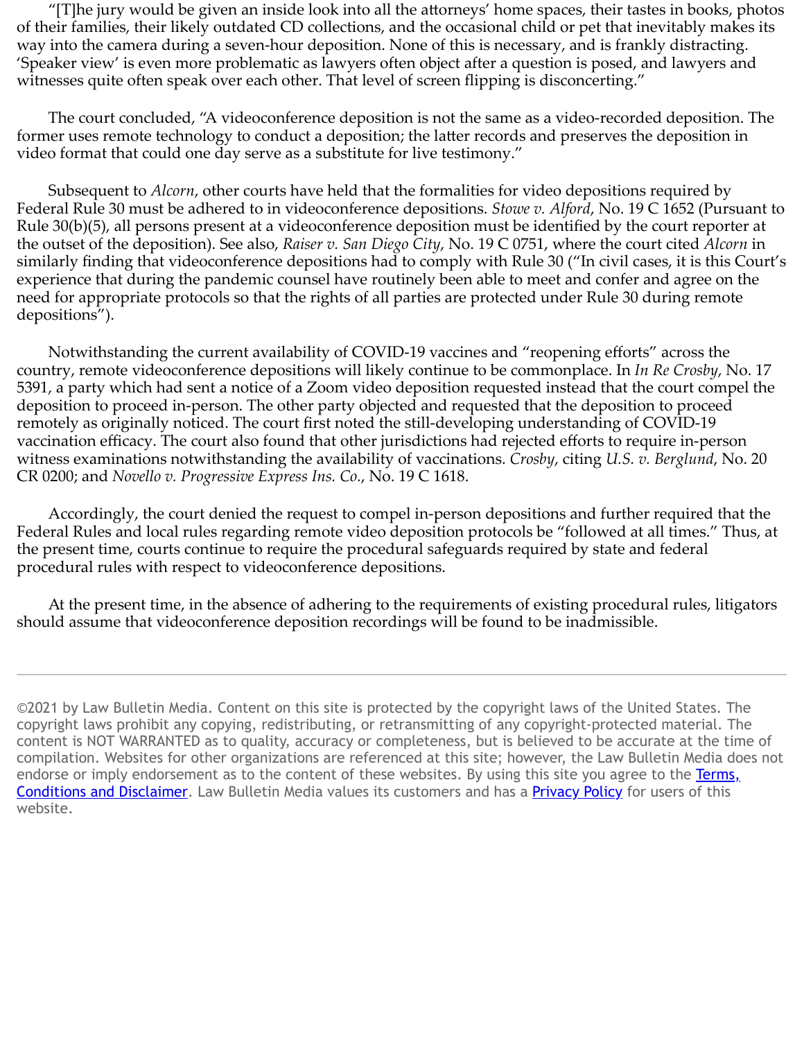"[T]he jury would be given an inside look into all the attorneys' home spaces, their tastes in books, photos of their families, their likely outdated CD collections, and the occasional child or pet that inevitably makes its way into the camera during a seven-hour deposition. None of this is necessary, and is frankly distracting. 'Speaker view' is even more problematic as lawyers often object after a question is posed, and lawyers and witnesses quite often speak over each other. That level of screen flipping is disconcerting."

The court concluded, "A videoconference deposition is not the same as a video-recorded deposition. The former uses remote technology to conduct a deposition; the latter records and preserves the deposition in video format that could one day serve as a substitute for live testimony."

Subsequent to *Alcorn*, other courts have held that the formalities for video depositions required by Federal Rule 30 must be adhered to in videoconference depositions. *Stowe v. Alford*, No. 19 C 1652 (Pursuant to Rule 30(b)(5), all persons present at a videoconference deposition must be identified by the court reporter at the outset of the deposition). See also, *Raiser v. San Diego City*, No. 19 C 0751, where the court cited *Alcorn* in similarly finding that videoconference depositions had to comply with Rule 30 ("In civil cases, it is this Court's experience that during the pandemic counsel have routinely been able to meet and confer and agree on the need for appropriate protocols so that the rights of all parties are protected under Rule 30 during remote depositions").

Notwithstanding the current availability of COVID-19 vaccines and "reopening efforts" across the country, remote videoconference depositions will likely continue to be commonplace. In *In Re Crosby*, No. 17 5391, a party which had sent a notice of a Zoom video deposition requested instead that the court compel the deposition to proceed in-person. The other party objected and requested that the deposition to proceed remotely as originally noticed. The court first noted the still-developing understanding of COVID-19 vaccination efficacy. The court also found that other jurisdictions had rejected efforts to require in-person witness examinations notwithstanding the availability of vaccinations. *Crosby*, citing *U.S. v. Berglund*, No. 20 CR 0200; and *Novello v. Progressive Express Ins. Co.*, No. 19 C 1618.

Accordingly, the court denied the request to compel in-person depositions and further required that the Federal Rules and local rules regarding remote video deposition protocols be "followed at all times." Thus, at the present time, courts continue to require the procedural safeguards required by state and federal procedural rules with respect to videoconference depositions.

At the present time, in the absence of adhering to the requirements of existing procedural rules, litigators should assume that videoconference deposition recordings will be found to be inadmissible.

---

©2021 by Law Bulletin Media. Content on this site is protected by the copyright laws of the United States. The copyright laws prohibit any copying, redistributing, or retransmitting of any copyright-protected material. The content is NOT WARRANTED as to quality, accuracy or completeness, but is believed to be accurate at the time of compilation. Websites for other organizations are referenced at this site; however, the Law Bulletin Media does not endorse or imply endorsement as to the content of these websites. By using this site you agree to the Terms, Conditions and Disclaimer. Law Bulletin Media values its customers and has a Privacy Policy for users of this website.